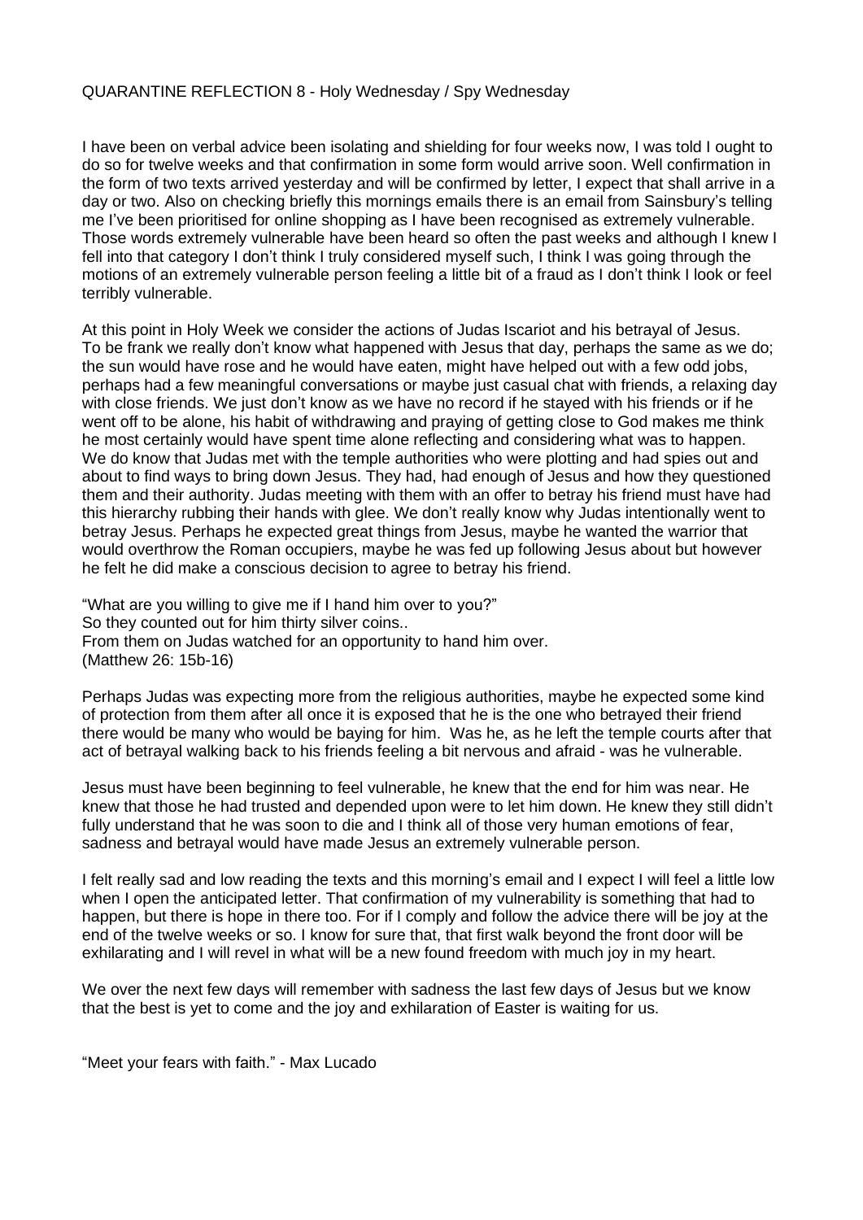# QUARANTINE REFLECTION 8 - Holy Wednesday / Spy Wednesday

I have been on verbal advice been isolating and shielding for four weeks now, I was told I ought to do so for twelve weeks and that confirmation in some form would arrive soon. Well confirmation in the form of two texts arrived yesterday and will be confirmed by letter, I expect that shall arrive in a day or two. Also on checking briefly this mornings emails there is an email from Sainsbury's telling me I've been prioritised for online shopping as I have been recognised as extremely vulnerable. Those words extremely vulnerable have been heard so often the past weeks and although I knew I fell into that category I don't think I truly considered myself such, I think I was going through the motions of an extremely vulnerable person feeling a little bit of a fraud as I don't think I look or feel terribly vulnerable.

At this point in Holy Week we consider the actions of Judas Iscariot and his betrayal of Jesus. To be frank we really don't know what happened with Jesus that day, perhaps the same as we do; the sun would have rose and he would have eaten, might have helped out with a few odd jobs, perhaps had a few meaningful conversations or maybe just casual chat with friends, a relaxing day with close friends. We just don't know as we have no record if he stayed with his friends or if he went off to be alone, his habit of withdrawing and praying of getting close to God makes me think he most certainly would have spent time alone reflecting and considering what was to happen. We do know that Judas met with the temple authorities who were plotting and had spies out and about to find ways to bring down Jesus. They had, had enough of Jesus and how they questioned them and their authority. Judas meeting with them with an offer to betray his friend must have had this hierarchy rubbing their hands with glee. We don't really know why Judas intentionally went to betray Jesus. Perhaps he expected great things from Jesus, maybe he wanted the warrior that would overthrow the Roman occupiers, maybe he was fed up following Jesus about but however he felt he did make a conscious decision to agree to betray his friend.

"What are you willing to give me if I hand him over to you?"
So they counted out for him thirty silver coins..
From them on Judas watched for an opportunity to hand him over.
(Matthew 26: 15b-16)

Perhaps Judas was expecting more from the religious authorities, maybe he expected some kind of protection from them after all once it is exposed that he is the one who betrayed their friend there would be many who would be baying for him. Was he, as he left the temple courts after that act of betrayal walking back to his friends feeling a bit nervous and afraid - was he vulnerable.

Jesus must have been beginning to feel vulnerable, he knew that the end for him was near. He knew that those he had trusted and depended upon were to let him down. He knew they still didn't fully understand that he was soon to die and I think all of those very human emotions of fear, sadness and betrayal would have made Jesus an extremely vulnerable person.

I felt really sad and low reading the texts and this morning's email and I expect I will feel a little low when I open the anticipated letter. That confirmation of my vulnerability is something that had to happen, but there is hope in there too. For if I comply and follow the advice there will be joy at the end of the twelve weeks or so. I know for sure that, that first walk beyond the front door will be exhilarating and I will revel in what will be a new found freedom with much joy in my heart.

We over the next few days will remember with sadness the last few days of Jesus but we know that the best is yet to come and the joy and exhilaration of Easter is waiting for us.

"Meet your fears with faith." - Max Lucado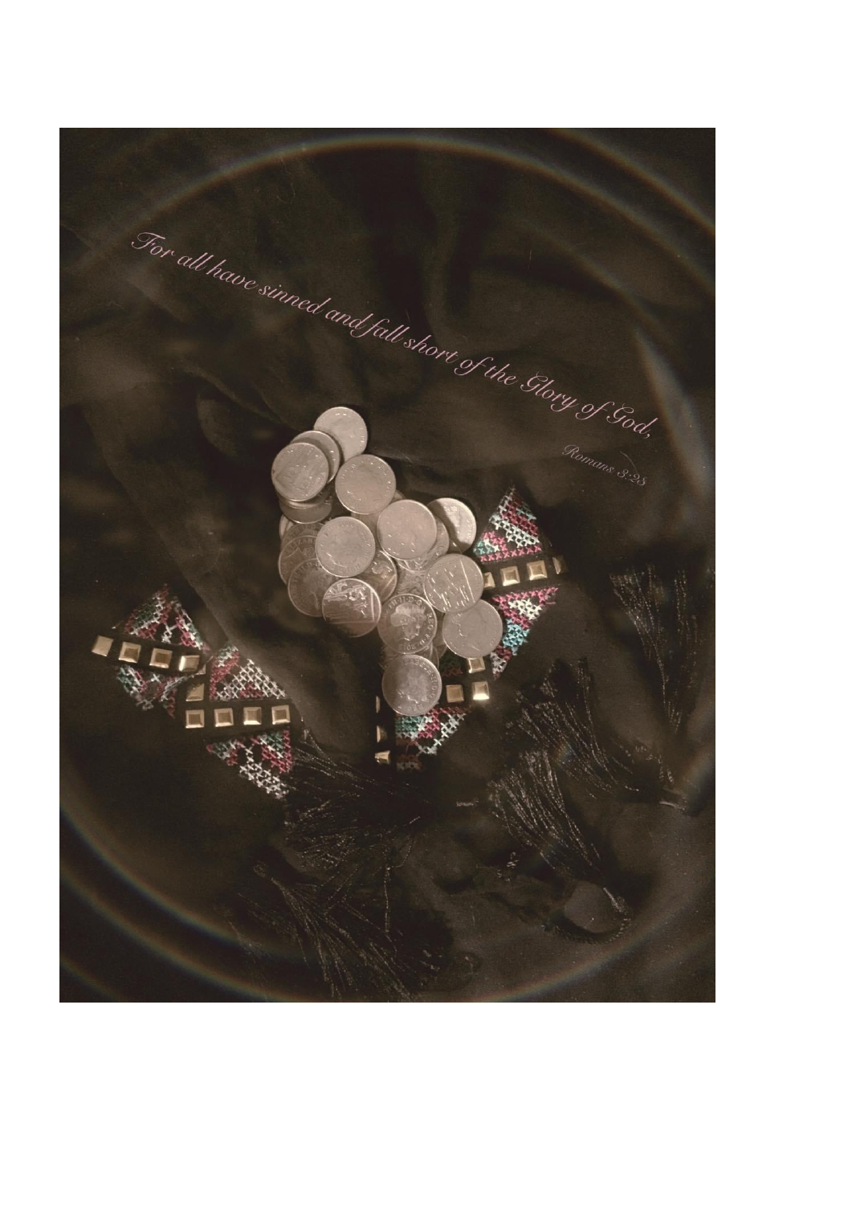*For all have sinned and fall short of the Glory of God,*

*Romans 3:23*